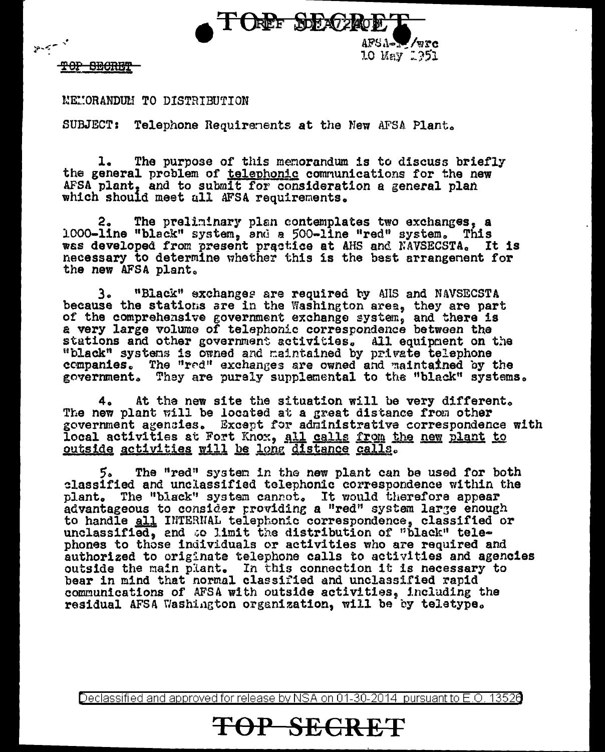TOP SECRET REF ID:A72408

AFSA-__/wrc
10 May 1951

TOP SECRET

MEMORANDUM TO DISTRIBUTION

SUBJECT: Telephone Requirements at the New AFSA Plant.

1. The purpose of this memorandum is to discuss briefly the general problem of telephonic communications for the new AFSA plant, and to submit for consideration a general plan which should meet all AFSA requirements.

2. The preliminary plan contemplates two exchanges, a 1000-line "black" system, and a 500-line "red" system. This was developed from present practice at AHS and NAVSECSTA. It is necessary to determine whether this is the best arrangement for the new AFSA plant.

3. "Black" exchanges are required by AHS and NAVSECSTA because the stations are in the Washington area, they are part of the comprehensive government exchange system, and there is a very large volume of telephonic correspondence between the stations and other government activities. All equipment on the "black" systems is owned and maintained by private telephone companies. The "red" exchanges are owned and maintained by the government. They are purely supplemental to the "black" systems.

4. At the new site the situation will be very different. The new plant will be located at a great distance from other government agencies. Except for administrative correspondence with local activities at Fort Knox, all calls from the new plant to outside activities will be long distance calls.

5. The "red" system in the new plant can be used for both classified and unclassified telephonic correspondence within the plant. The "black" system cannot. It would therefore appear advantageous to consider providing a "red" system large enough to handle all INTERNAL telephonic correspondence, classified or unclassified, and to limit the distribution of "black" telephones to those individuals or activities who are required and authorized to originate telephone calls to activities and agencies outside the main plant. In this connection it is necessary to bear in mind that normal classified and unclassified rapid communications of AFSA with outside activities, including the residual AFSA Washington organization, will be by teletype.

Declassified and approved for release by NSA on 01-30-2014 pursuant to E.O. 13526

TOP SECRET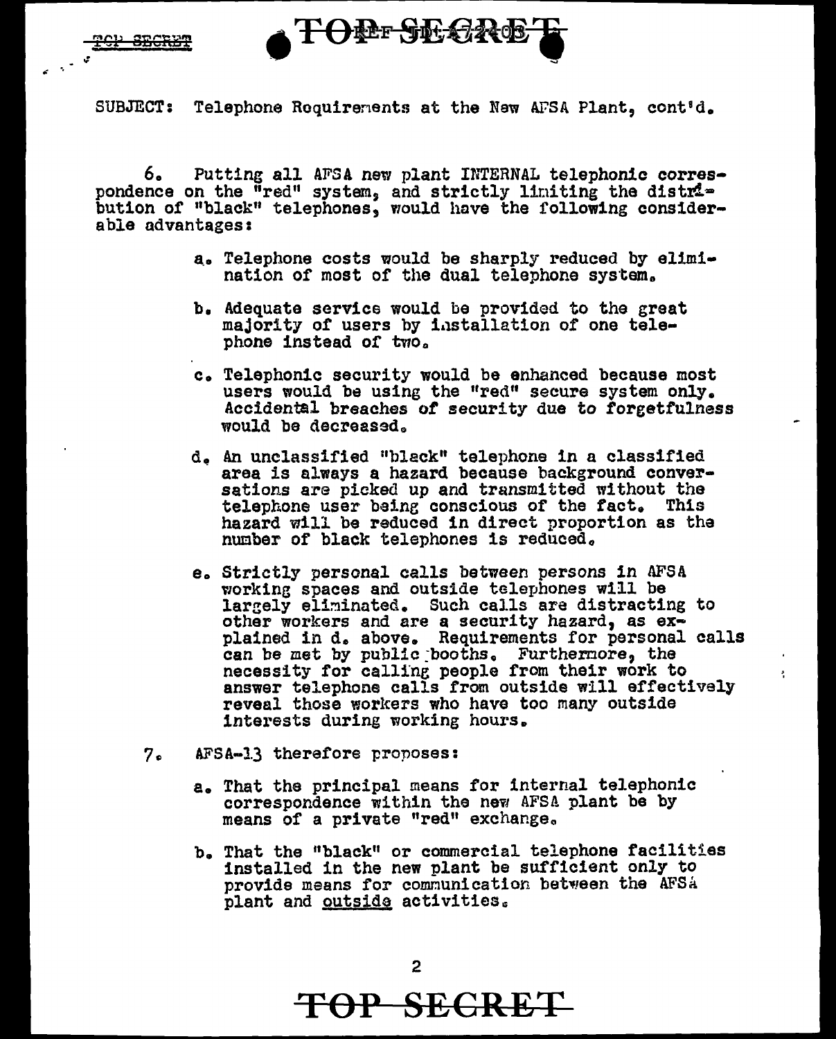SUBJECT: Telephone Requirements at the New AFSA Plant, cont'd.

6. Putting all AFSA new plant INTERNAL telephonic correspondence on the "red" system, and strictly limiting the distribution of "black" telephones, would have the following considerable advantages:

a. Telephone costs would be sharply reduced by elimination of most of the dual telephone system.

b. Adequate service would be provided to the great majority of users by installation of one telephone instead of two.

c. Telephonic security would be enhanced because most users would be using the "red" secure system only. Accidental breaches of security due to forgetfulness would be decreased.

d. An unclassified "black" telephone in a classified area is always a hazard because background conversations are picked up and transmitted without the telephone user being conscious of the fact. This hazard will be reduced in direct proportion as the number of black telephones is reduced.

e. Strictly personal calls between persons in AFSA working spaces and outside telephones will be largely eliminated. Such calls are distracting to other workers and are a security hazard, as explained in d. above. Requirements for personal calls can be met by public booths. Furthermore, the necessity for calling people from their work to answer telephone calls from outside will effectively reveal those workers who have too many outside interests during working hours.

7. AFSA-13 therefore proposes:

a. That the principal means for internal telephonic correspondence within the new AFSA plant be by means of a private "red" exchange.

b. That the "black" or commercial telephone facilities installed in the new plant be sufficient only to provide means for communication between the AFSA plant and outside activities.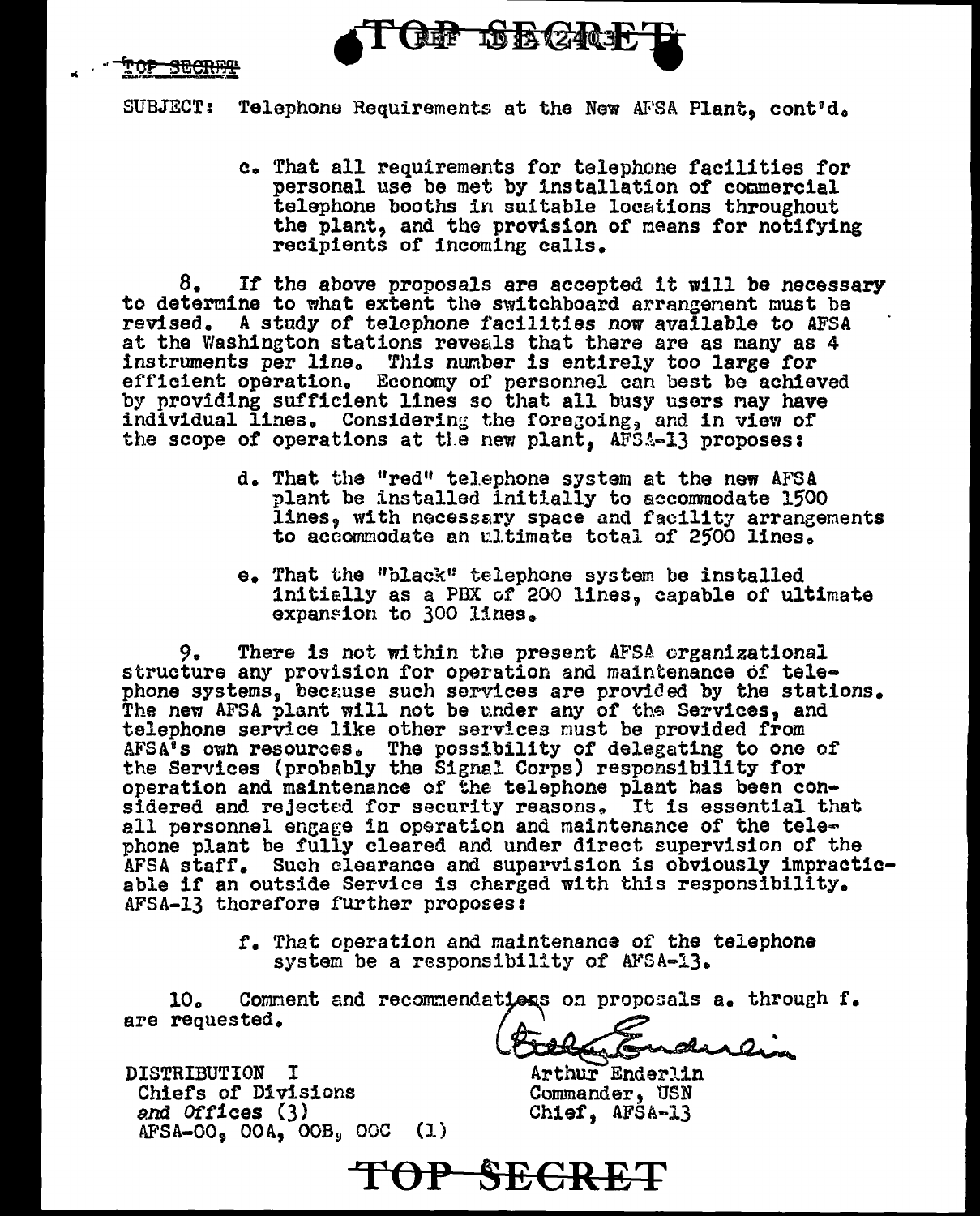TOP SECRET

SUBJECT: Telephone Requirements at the New AFSA Plant, cont'd.

c. That all requirements for telephone facilities for personal use be met by installation of commercial telephone booths in suitable locations throughout the plant, and the provision of means for notifying recipients of incoming calls.

8. If the above proposals are accepted it will be necessary to determine to what extent the switchboard arrangement must be revised. A study of telephone facilities now available to AFSA at the Washington stations reveals that there are as many as 4 instruments per line. This number is entirely too large for efficient operation. Economy of personnel can best be achieved by providing sufficient lines so that all busy users may have individual lines. Considering the foregoing, and in view of the scope of operations at the new plant, AFSA-13 proposes:

d. That the "red" telephone system at the new AFSA plant be installed initially to accommodate 1500 lines, with necessary space and facility arrangements to accommodate an ultimate total of 2500 lines.

e. That the "black" telephone system be installed initially as a PBX of 200 lines, capable of ultimate expansion to 300 lines.

9. There is not within the present AFSA organizational structure any provision for operation and maintenance of telephone systems, because such services are provided by the stations. The new AFSA plant will not be under any of the Services, and telephone service like other services must be provided from AFSA's own resources. The possibility of delegating to one of the Services (probably the Signal Corps) responsibility for operation and maintenance of the telephone plant has been considered and rejected for security reasons. It is essential that all personnel engage in operation and maintenance of the telephone plant be fully cleared and under direct supervision of the AFSA staff. Such clearance and supervision is obviously impracticable if an outside Service is charged with this responsibility. AFSA-13 therefore further proposes:

f. That operation and maintenance of the telephone system be a responsibility of AFSA-13.

10. Comment and recommendations on proposals a. through f. are requested.

Arthur Enderlin
Commander, USN
Chief, AFSA-13

DISTRIBUTION I
Chiefs of Divisions and Offices (3)
AFSA-00, 00A, 00B, 00C (1)

TOP SECRET